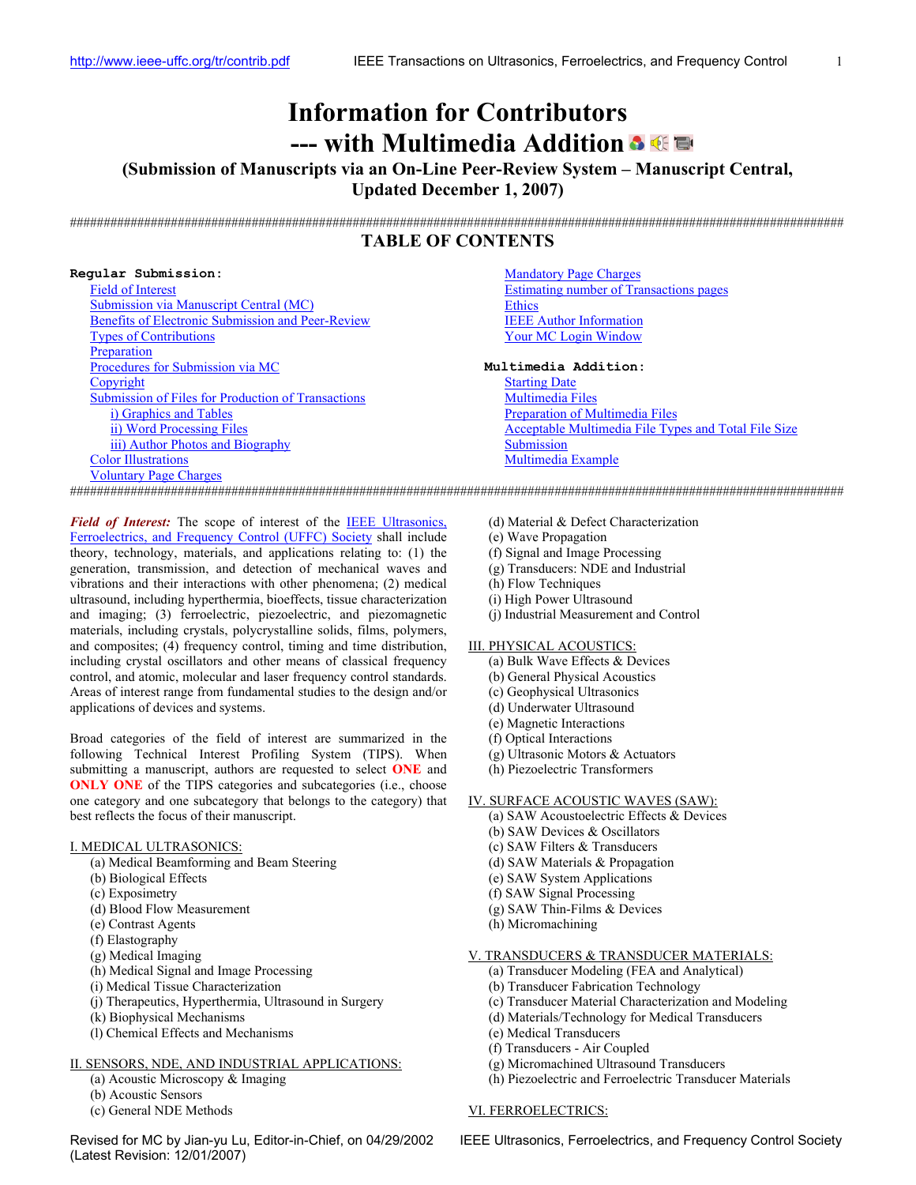# Information for Contributors --- with Multimedia Addition

## (Submission of Manuscripts via an On-Line Peer-Review System – Manuscript Central, Updated December 1, 2007)

################################################################################

## TABLE OF CONTENTS

**Regular Submission:**

- Field of Interest
- Submission via Manuscript Central (MC)
- Benefits of Electronic Submission and Peer-Review
- Types of Contributions
- Preparation
- Procedures for Submission via MC
- Copyright
- Submission of Files for Production of Transactions
  - i) Graphics and Tables
  - ii) Word Processing Files
  - iii) Author Photos and Biography
- Color Illustrations
- Voluntary Page Charges
- Mandatory Page Charges
- Estimating number of Transactions pages
- Ethics
- IEEE Author Information
- Your MC Login Window

**Multimedia Addition:**

- Starting Date
- Multimedia Files
- Preparation of Multimedia Files
- Acceptable Multimedia File Types and Total File Size
- Submission
- Multimedia Example

################################################################################

***Field of Interest:*** The scope of interest of the IEEE Ultrasonics, Ferroelectrics, and Frequency Control (UFFC) Society shall include theory, technology, materials, and applications relating to: (1) the generation, transmission, and detection of mechanical waves and vibrations and their interactions with other phenomena; (2) medical ultrasound, including hyperthermia, bioeffects, tissue characterization and imaging; (3) ferroelectric, piezoelectric, and piezomagnetic materials, including crystals, polycrystalline solids, films, polymers, and composites; (4) frequency control, timing and time distribution, including crystal oscillators and other means of classical frequency control, and atomic, molecular and laser frequency control standards. Areas of interest range from fundamental studies to the design and/or applications of devices and systems.

Broad categories of the field of interest are summarized in the following Technical Interest Profiling System (TIPS). When submitting a manuscript, authors are requested to select **ONE** and **ONLY ONE** of the TIPS categories and subcategories (i.e., choose one category and one subcategory that belongs to the category) that best reflects the focus of their manuscript.

I. MEDICAL ULTRASONICS:
- (a) Medical Beamforming and Beam Steering
- (b) Biological Effects
- (c) Exposimetry
- (d) Blood Flow Measurement
- (e) Contrast Agents
- (f) Elastography
- (g) Medical Imaging
- (h) Medical Signal and Image Processing
- (i) Medical Tissue Characterization
- (j) Therapeutics, Hyperthermia, Ultrasound in Surgery
- (k) Biophysical Mechanisms
- (l) Chemical Effects and Mechanisms

II. SENSORS, NDE, AND INDUSTRIAL APPLICATIONS:
- (a) Acoustic Microscopy & Imaging
- (b) Acoustic Sensors
- (c) General NDE Methods
- (d) Material & Defect Characterization
- (e) Wave Propagation
- (f) Signal and Image Processing
- (g) Transducers: NDE and Industrial
- (h) Flow Techniques
- (i) High Power Ultrasound
- (j) Industrial Measurement and Control

III. PHYSICAL ACOUSTICS:
- (a) Bulk Wave Effects & Devices
- (b) General Physical Acoustics
- (c) Geophysical Ultrasonics
- (d) Underwater Ultrasound
- (e) Magnetic Interactions
- (f) Optical Interactions
- (g) Ultrasonic Motors & Actuators
- (h) Piezoelectric Transformers

IV. SURFACE ACOUSTIC WAVES (SAW):
- (a) SAW Acoustoelectric Effects & Devices
- (b) SAW Devices & Oscillators
- (c) SAW Filters & Transducers
- (d) SAW Materials & Propagation
- (e) SAW System Applications
- (f) SAW Signal Processing
- (g) SAW Thin-Films & Devices
- (h) Micromachining

V. TRANSDUCERS & TRANSDUCER MATERIALS:
- (a) Transducer Modeling (FEA and Analytical)
- (b) Transducer Fabrication Technology
- (c) Transducer Material Characterization and Modeling
- (d) Materials/Technology for Medical Transducers
- (e) Medical Transducers
- (f) Transducers - Air Coupled
- (g) Micromachined Ultrasound Transducers
- (h) Piezoelectric and Ferroelectric Transducer Materials

VI. FERROELECTRICS: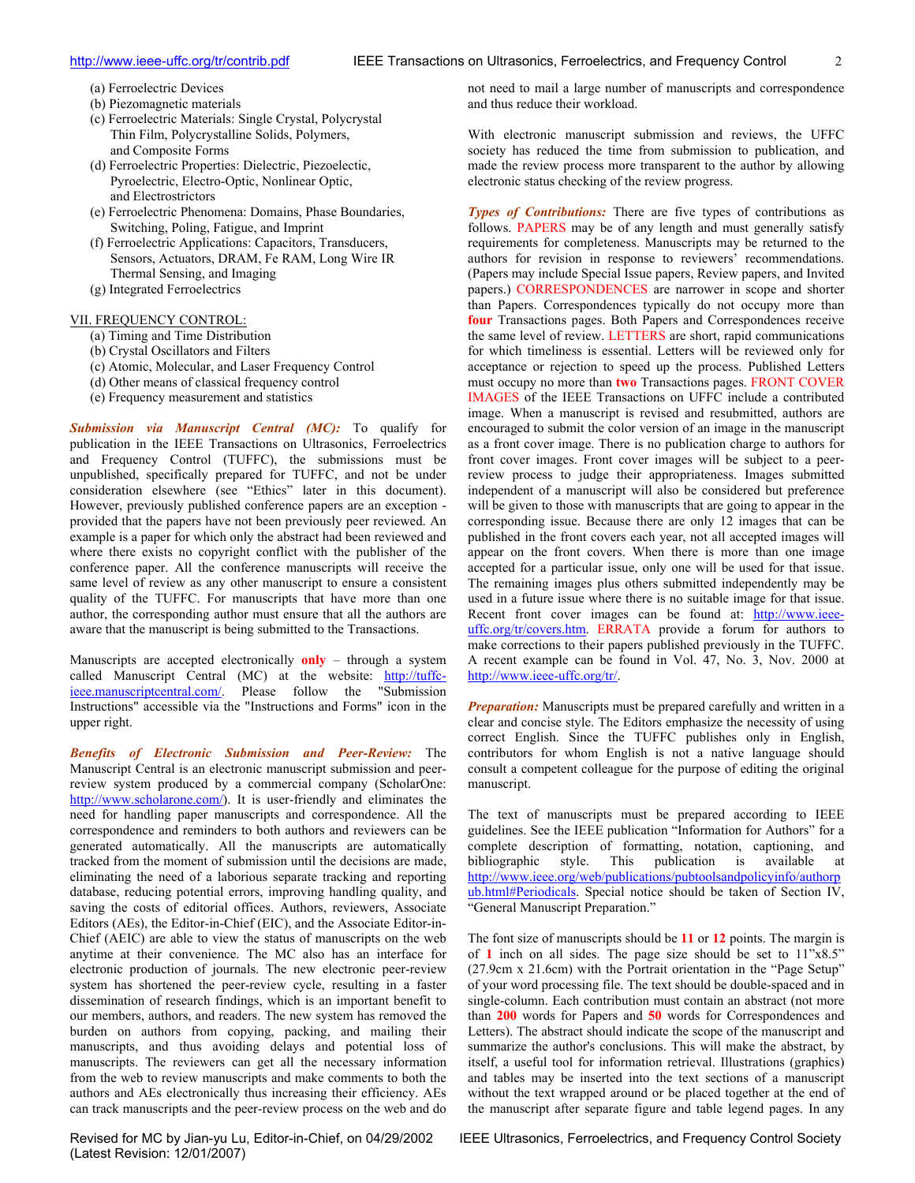(a) Ferroelectric Devices
(b) Piezomagnetic materials
(c) Ferroelectric Materials: Single Crystal, Polycrystal Thin Film, Polycrystalline Solids, Polymers, and Composite Forms
(d) Ferroelectric Properties: Dielectric, Piezoelectic, Pyroelectric, Electro-Optic, Nonlinear Optic, and Electrostrictors
(e) Ferroelectric Phenomena: Domains, Phase Boundaries, Switching, Poling, Fatigue, and Imprint
(f) Ferroelectric Applications: Capacitors, Transducers, Sensors, Actuators, DRAM, Fe RAM, Long Wire IR Thermal Sensing, and Imaging
(g) Integrated Ferroelectrics

VII. FREQUENCY CONTROL:
(a) Timing and Time Distribution
(b) Crystal Oscillators and Filters
(c) Atomic, Molecular, and Laser Frequency Control
(d) Other means of classical frequency control
(e) Frequency measurement and statistics

***Submission via Manuscript Central (MC):*** To qualify for publication in the IEEE Transactions on Ultrasonics, Ferroelectrics and Frequency Control (TUFFC), the submissions must be unpublished, specifically prepared for TUFFC, and not be under consideration elsewhere (see "Ethics" later in this document). However, previously published conference papers are an exception - provided that the papers have not been previously peer reviewed. An example is a paper for which only the abstract had been reviewed and where there exists no copyright conflict with the publisher of the conference paper. All the conference manuscripts will receive the same level of review as any other manuscript to ensure a consistent quality of the TUFFC. For manuscripts that have more than one author, the corresponding author must ensure that all the authors are aware that the manuscript is being submitted to the Transactions.

Manuscripts are accepted electronically **only** – through a system called Manuscript Central (MC) at the website: http://tuffc-ieee.manuscriptcentral.com/. Please follow the "Submission Instructions" accessible via the "Instructions and Forms" icon in the upper right.

***Benefits of Electronic Submission and Peer-Review:*** The Manuscript Central is an electronic manuscript submission and peer-review system produced by a commercial company (ScholarOne: http://www.scholarone.com/). It is user-friendly and eliminates the need for handling paper manuscripts and correspondence. All the correspondence and reminders to both authors and reviewers can be generated automatically. All the manuscripts are automatically tracked from the moment of submission until the decisions are made, eliminating the need of a laborious separate tracking and reporting database, reducing potential errors, improving handling quality, and saving the costs of editorial offices. Authors, reviewers, Associate Editors (AEs), the Editor-in-Chief (EIC), and the Associate Editor-in-Chief (AEIC) are able to view the status of manuscripts on the web anytime at their convenience. The MC also has an interface for electronic production of journals. The new electronic peer-review system has shortened the peer-review cycle, resulting in a faster dissemination of research findings, which is an important benefit to our members, authors, and readers. The new system has removed the burden on authors from copying, packing, and mailing their manuscripts, and thus avoiding delays and potential loss of manuscripts. The reviewers can get all the necessary information from the web to review manuscripts and make comments to both the authors and AEs electronically thus increasing their efficiency. AEs can track manuscripts and the peer-review process on the web and do not need to mail a large number of manuscripts and correspondence and thus reduce their workload.

With electronic manuscript submission and reviews, the UFFC society has reduced the time from submission to publication, and made the review process more transparent to the author by allowing electronic status checking of the review progress.

***Types of Contributions:*** There are five types of contributions as follows. PAPERS may be of any length and must generally satisfy requirements for completeness. Manuscripts may be returned to the authors for revision in response to reviewers' recommendations. (Papers may include Special Issue papers, Review papers, and Invited papers.) CORRESPONDENCES are narrower in scope and shorter than Papers. Correspondences typically do not occupy more than **four** Transactions pages. Both Papers and Correspondences receive the same level of review. LETTERS are short, rapid communications for which timeliness is essential. Letters will be reviewed only for acceptance or rejection to speed up the process. Published Letters must occupy no more than **two** Transactions pages. FRONT COVER IMAGES of the IEEE Transactions on UFFC include a contributed image. When a manuscript is revised and resubmitted, authors are encouraged to submit the color version of an image in the manuscript as a front cover image. There is no publication charge to authors for front cover images. Front cover images will be subject to a peer-review process to judge their appropriateness. Images submitted independent of a manuscript will also be considered but preference will be given to those with manuscripts that are going to appear in the corresponding issue. Because there are only 12 images that can be published in the front covers each year, not all accepted images will appear on the front covers. When there is more than one image accepted for a particular issue, only one will be used for that issue. The remaining images plus others submitted independently may be used in a future issue where there is no suitable image for that issue. Recent front cover images can be found at: http://www.ieee-uffc.org/tr/covers.htm. ERRATA provide a forum for authors to make corrections to their papers published previously in the TUFFC. A recent example can be found in Vol. 47, No. 3, Nov. 2000 at http://www.ieee-uffc.org/tr/.

***Preparation:*** Manuscripts must be prepared carefully and written in a clear and concise style. The Editors emphasize the necessity of using correct English. Since the TUFFC publishes only in English, contributors for whom English is not a native language should consult a competent colleague for the purpose of editing the original manuscript.

The text of manuscripts must be prepared according to IEEE guidelines. See the IEEE publication "Information for Authors" for a complete description of formatting, notation, captioning, and bibliographic style. This publication is available at http://www.ieee.org/web/publications/pubtoolsandpolicyinfo/authorpub.html#Periodicals. Special notice should be taken of Section IV, "General Manuscript Preparation."

The font size of manuscripts should be **11** or **12** points. The margin is of **1** inch on all sides. The page size should be set to 11"x8.5" (27.9cm x 21.6cm) with the Portrait orientation in the "Page Setup" of your word processing file. The text should be double-spaced and in single-column. Each contribution must contain an abstract (not more than **200** words for Papers and **50** words for Correspondences and Letters). The abstract should indicate the scope of the manuscript and summarize the author's conclusions. This will make the abstract, by itself, a useful tool for information retrieval. Illustrations (graphics) and tables may be inserted into the text sections of a manuscript without the text wrapped around or be placed together at the end of the manuscript after separate figure and table legend pages. In any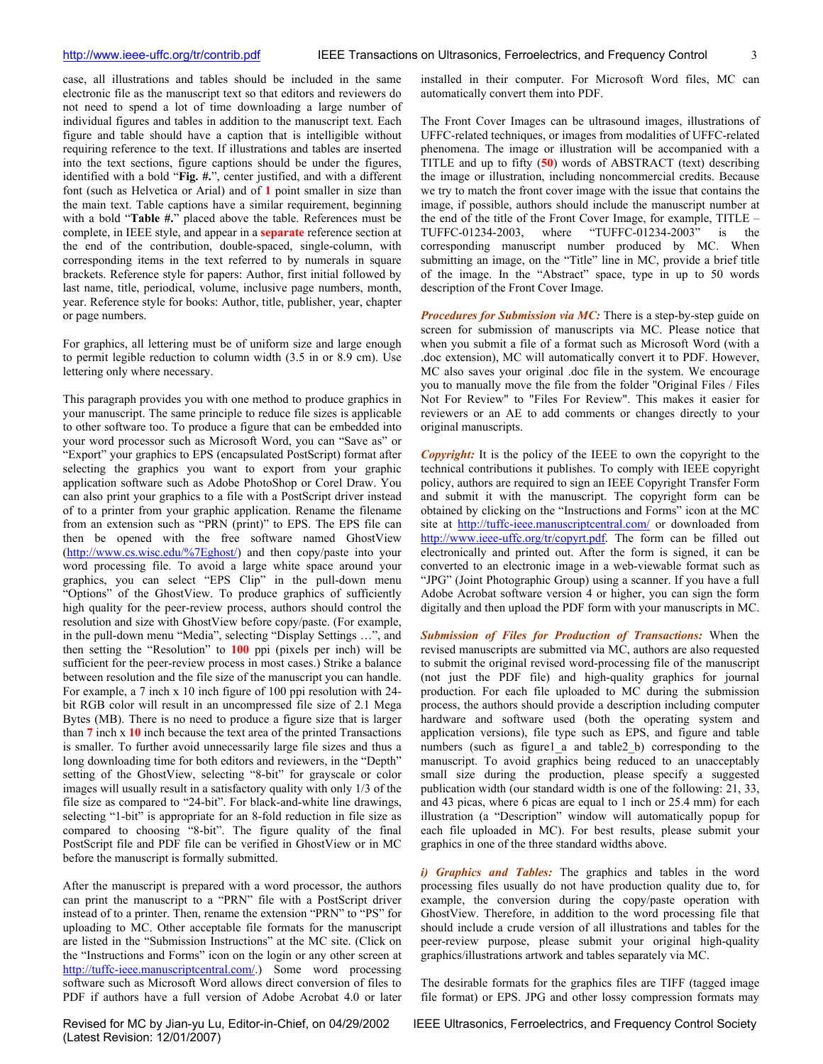case, all illustrations and tables should be included in the same electronic file as the manuscript text so that editors and reviewers do not need to spend a lot of time downloading a large number of individual figures and tables in addition to the manuscript text. Each figure and table should have a caption that is intelligible without requiring reference to the text. If illustrations and tables are inserted into the text sections, figure captions should be under the figures, identified with a bold "**Fig. #.**", center justified, and with a different font (such as Helvetica or Arial) and of **1** point smaller in size than the main text. Table captions have a similar requirement, beginning with a bold "**Table #.**" placed above the table. References must be complete, in IEEE style, and appear in a **separate** reference section at the end of the contribution, double-spaced, single-column, with corresponding items in the text referred to by numerals in square brackets. Reference style for papers: Author, first initial followed by last name, title, periodical, volume, inclusive page numbers, month, year. Reference style for books: Author, title, publisher, year, chapter or page numbers.

For graphics, all lettering must be of uniform size and large enough to permit legible reduction to column width (3.5 in or 8.9 cm). Use lettering only where necessary.

This paragraph provides you with one method to produce graphics in your manuscript. The same principle to reduce file sizes is applicable to other software too. To produce a figure that can be embedded into your word processor such as Microsoft Word, you can "Save as" or "Export" your graphics to EPS (encapsulated PostScript) format after selecting the graphics you want to export from your graphic application software such as Adobe PhotoShop or Corel Draw. You can also print your graphics to a file with a PostScript driver instead of to a printer from your graphic application. Rename the filename from an extension such as "PRN (print)" to EPS. The EPS file can then be opened with the free software named GhostView (http://www.cs.wisc.edu/%7Eghost/) and then copy/paste into your word processing file. To avoid a large white space around your graphics, you can select "EPS Clip" in the pull-down menu "Options" of the GhostView. To produce graphics of sufficiently high quality for the peer-review process, authors should control the resolution and size with GhostView before copy/paste. (For example, in the pull-down menu "Media", selecting "Display Settings …", and then setting the "Resolution" to **100** ppi (pixels per inch) will be sufficient for the peer-review process in most cases.) Strike a balance between resolution and the file size of the manuscript you can handle. For example, a 7 inch x 10 inch figure of 100 ppi resolution with 24-bit RGB color will result in an uncompressed file size of 2.1 Mega Bytes (MB). There is no need to produce a figure size that is larger than **7** inch x **10** inch because the text area of the printed Transactions is smaller. To further avoid unnecessarily large file sizes and thus a long downloading time for both editors and reviewers, in the "Depth" setting of the GhostView, selecting "8-bit" for grayscale or color images will usually result in a satisfactory quality with only 1/3 of the file size as compared to "24-bit". For black-and-white line drawings, selecting "1-bit" is appropriate for an 8-fold reduction in file size as compared to choosing "8-bit". The figure quality of the final PostScript file and PDF file can be verified in GhostView or in MC before the manuscript is formally submitted.

After the manuscript is prepared with a word processor, the authors can print the manuscript to a "PRN" file with a PostScript driver instead of to a printer. Then, rename the extension "PRN" to "PS" for uploading to MC. Other acceptable file formats for the manuscript are listed in the "Submission Instructions" at the MC site. (Click on the "Instructions and Forms" icon on the login or any other screen at http://tuffc-ieee.manuscriptcentral.com/.) Some word processing software such as Microsoft Word allows direct conversion of files to PDF if authors have a full version of Adobe Acrobat 4.0 or later installed in their computer. For Microsoft Word files, MC can automatically convert them into PDF.

The Front Cover Images can be ultrasound images, illustrations of UFFC-related techniques, or images from modalities of UFFC-related phenomena. The image or illustration will be accompanied with a TITLE and up to fifty (**50**) words of ABSTRACT (text) describing the image or illustration, including noncommercial credits. Because we try to match the front cover image with the issue that contains the image, if possible, authors should include the manuscript number at the end of the title of the Front Cover Image, for example, TITLE – TUFFC-01234-2003, where "TUFFC-01234-2003" is the corresponding manuscript number produced by MC. When submitting an image, on the "Title" line in MC, provide a brief title of the image. In the "Abstract" space, type in up to 50 words description of the Front Cover Image.

***Procedures for Submission via MC:*** There is a step-by-step guide on screen for submission of manuscripts via MC. Please notice that when you submit a file of a format such as Microsoft Word (with a .doc extension), MC will automatically convert it to PDF. However, MC also saves your original .doc file in the system. We encourage you to manually move the file from the folder "Original Files / Files Not For Review" to "Files For Review". This makes it easier for reviewers or an AE to add comments or changes directly to your original manuscripts.

***Copyright:*** It is the policy of the IEEE to own the copyright to the technical contributions it publishes. To comply with IEEE copyright policy, authors are required to sign an IEEE Copyright Transfer Form and submit it with the manuscript. The copyright form can be obtained by clicking on the "Instructions and Forms" icon at the MC site at http://tuffc-ieee.manuscriptcentral.com/ or downloaded from http://www.ieee-uffc.org/tr/copyrt.pdf. The form can be filled out electronically and printed out. After the form is signed, it can be converted to an electronic image in a web-viewable format such as "JPG" (Joint Photographic Group) using a scanner. If you have a full Adobe Acrobat software version 4 or higher, you can sign the form digitally and then upload the PDF form with your manuscripts in MC.

***Submission of Files for Production of Transactions:*** When the revised manuscripts are submitted via MC, authors are also requested to submit the original revised word-processing file of the manuscript (not just the PDF file) and high-quality graphics for journal production. For each file uploaded to MC during the submission process, the authors should provide a description including computer hardware and software used (both the operating system and application versions), file type such as EPS, and figure and table numbers (such as figure1_a and table2_b) corresponding to the manuscript. To avoid graphics being reduced to an unacceptably small size during the production, please specify a suggested publication width (our standard width is one of the following: 21, 33, and 43 picas, where 6 picas are equal to 1 inch or 25.4 mm) for each illustration (a "Description" window will automatically popup for each file uploaded in MC). For best results, please submit your graphics in one of the three standard widths above.

***i) Graphics and Tables:*** The graphics and tables in the word processing files usually do not have production quality due to, for example, the conversion during the copy/paste operation with GhostView. Therefore, in addition to the word processing file that should include a crude version of all illustrations and tables for the peer-review purpose, please submit your original high-quality graphics/illustrations artwork and tables separately via MC.

The desirable formats for the graphics files are TIFF (tagged image file format) or EPS. JPG and other lossy compression formats may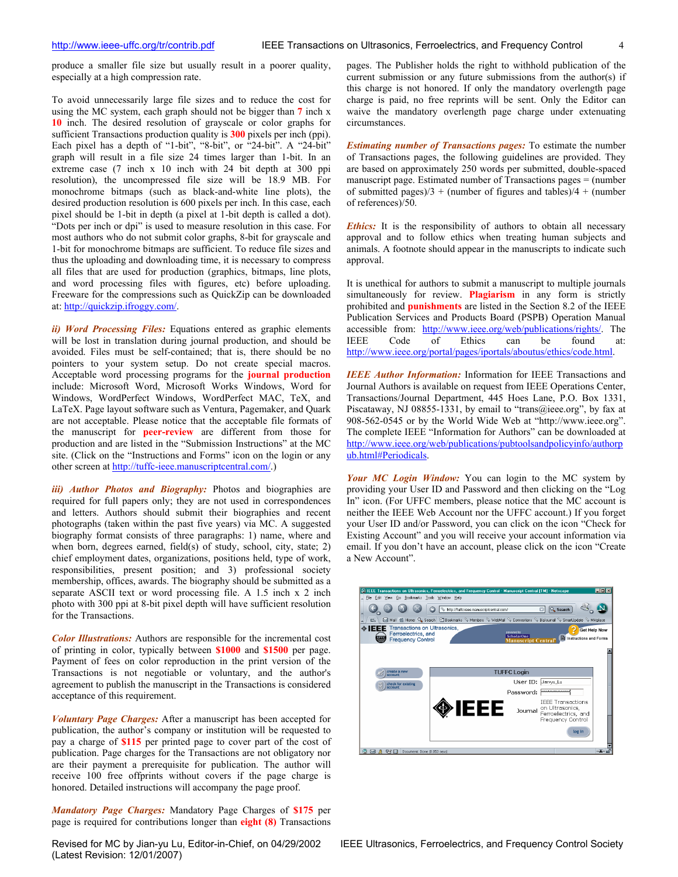produce a smaller file size but usually result in a poorer quality, especially at a high compression rate.

To avoid unnecessarily large file sizes and to reduce the cost for using the MC system, each graph should not be bigger than **7** inch x **10** inch. The desired resolution of grayscale or color graphs for sufficient Transactions production quality is **300** pixels per inch (ppi). Each pixel has a depth of "1-bit", "8-bit", or "24-bit". A "24-bit" graph will result in a file size 24 times larger than 1-bit. In an extreme case (7 inch x 10 inch with 24 bit depth at 300 ppi resolution), the uncompressed file size will be 18.9 MB. For monochrome bitmaps (such as black-and-white line plots), the desired production resolution is 600 pixels per inch. In this case, each pixel should be 1-bit in depth (a pixel at 1-bit depth is called a dot). "Dots per inch or dpi" is used to measure resolution in this case. For most authors who do not submit color graphs, 8-bit for grayscale and 1-bit for monochrome bitmaps are sufficient. To reduce file sizes and thus the uploading and downloading time, it is necessary to compress all files that are used for production (graphics, bitmaps, line plots, and word processing files with figures, etc) before uploading. Freeware for the compressions such as QuickZip can be downloaded at: http://quickzip.ifroggy.com/.

***ii) Word Processing Files:*** Equations entered as graphic elements will be lost in translation during journal production, and should be avoided. Files must be self-contained; that is, there should be no pointers to your system setup. Do not create special macros. Acceptable word processing programs for the **journal production** include: Microsoft Word, Microsoft Works Windows, Word for Windows, WordPerfect Windows, WordPerfect MAC, TeX, and LaTeX. Page layout software such as Ventura, Pagemaker, and Quark are not acceptable. Please notice that the acceptable file formats of the manuscript for **peer-review** are different from those for production and are listed in the "Submission Instructions" at the MC site. (Click on the "Instructions and Forms" icon on the login or any other screen at http://tuffc-ieee.manuscriptcentral.com/.)

***iii) Author Photos and Biography:*** Photos and biographies are required for full papers only; they are not used in correspondences and letters. Authors should submit their biographies and recent photographs (taken within the past five years) via MC. A suggested biography format consists of three paragraphs: 1) name, where and when born, degrees earned, field(s) of study, school, city, state; 2) chief employment dates, organizations, positions held, type of work, responsibilities, present position; and 3) professional society membership, offices, awards. The biography should be submitted as a separate ASCII text or word processing file. A 1.5 inch x 2 inch photo with 300 ppi at 8-bit pixel depth will have sufficient resolution for the Transactions.

***Color Illustrations:*** Authors are responsible for the incremental cost of printing in color, typically between **$1000** and **$1500** per page. Payment of fees on color reproduction in the print version of the Transactions is not negotiable or voluntary, and the author's agreement to publish the manuscript in the Transactions is considered acceptance of this requirement.

***Voluntary Page Charges:*** After a manuscript has been accepted for publication, the author's company or institution will be requested to pay a charge of **$115** per printed page to cover part of the cost of publication. Page charges for the Transactions are not obligatory nor are their payment a prerequisite for publication. The author will receive 100 free offprints without covers if the page charge is honored. Detailed instructions will accompany the page proof.

***Mandatory Page Charges:*** Mandatory Page Charges of **$175** per page is required for contributions longer than **eight (8)** Transactions pages. The Publisher holds the right to withhold publication of the current submission or any future submissions from the author(s) if this charge is not honored. If only the mandatory overlength page charge is paid, no free reprints will be sent. Only the Editor can waive the mandatory overlength page charge under extenuating circumstances.

***Estimating number of Transactions pages:*** To estimate the number of Transactions pages, the following guidelines are provided. They are based on approximately 250 words per submitted, double-spaced manuscript page. Estimated number of Transactions pages = (number of submitted pages)/3 + (number of figures and tables)/4 + (number of references)/50.

***Ethics:*** It is the responsibility of authors to obtain all necessary approval and to follow ethics when treating human subjects and animals. A footnote should appear in the manuscripts to indicate such approval.

It is unethical for authors to submit a manuscript to multiple journals simultaneously for review. **Plagiarism** in any form is strictly prohibited and **punishments** are listed in the Section 8.2 of the IEEE Publication Services and Products Board (PSPB) Operation Manual accessible from: http://www.ieee.org/web/publications/rights/. The IEEE Code of Ethics can be found at: http://www.ieee.org/portal/pages/iportals/aboutus/ethics/code.html.

***IEEE Author Information:*** Information for IEEE Transactions and Journal Authors is available on request from IEEE Operations Center, Transactions/Journal Department, 445 Hoes Lane, P.O. Box 1331, Piscataway, NJ 08855-1331, by email to "trans@ieee.org", by fax at 908-562-0545 or by the World Wide Web at "http://www.ieee.org". The complete IEEE "Information for Authors" can be downloaded at http://www.ieee.org/web/publications/pubtoolsandpolicyinfo/authorpub.html#Periodicals.

***Your MC Login Window:*** You can login to the MC system by providing your User ID and Password and then clicking on the "Log In" icon. (For UFFC members, please notice that the MC account is neither the IEEE Web Account nor the UFFC account.) If you forget your User ID and/or Password, you can click on the icon "Check for Existing Account" and you will receive your account information via email. If you don't have an account, please click on the icon "Create a New Account".

Revised for MC by Jian-yu Lu, Editor-in-Chief, on 04/29/2002
(Latest Revision: 12/01/2007)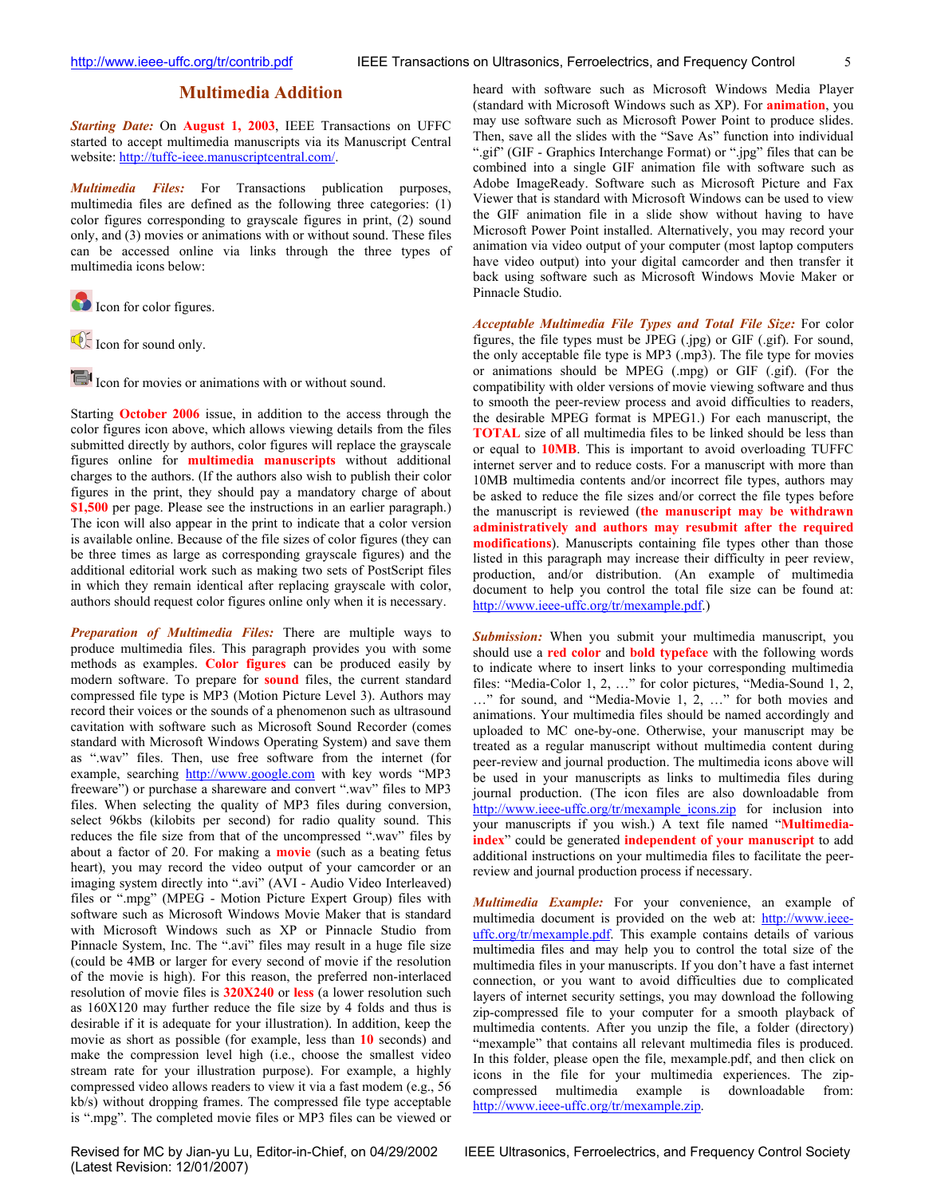## Multimedia Addition

***Starting Date:*** On **August 1, 2003**, IEEE Transactions on UFFC started to accept multimedia manuscripts via its Manuscript Central website: http://tuffc-ieee.manuscriptcentral.com/.

***Multimedia Files:*** For Transactions publication purposes, multimedia files are defined as the following three categories: (1) color figures corresponding to grayscale figures in print, (2) sound only, and (3) movies or animations with or without sound. These files can be accessed online via links through the three types of multimedia icons below:

Icon for color figures.

Icon for sound only.

Icon for movies or animations with or without sound.

Starting **October 2006** issue, in addition to the access through the color figures icon above, which allows viewing details from the files submitted directly by authors, color figures will replace the grayscale figures online for **multimedia manuscripts** without additional charges to the authors. (If the authors also wish to publish their color figures in the print, they should pay a mandatory charge of about **$1,500** per page. Please see the instructions in an earlier paragraph.) The icon will also appear in the print to indicate that a color version is available online. Because of the file sizes of color figures (they can be three times as large as corresponding grayscale figures) and the additional editorial work such as making two sets of PostScript files in which they remain identical after replacing grayscale with color, authors should request color figures online only when it is necessary.

***Preparation of Multimedia Files:*** There are multiple ways to produce multimedia files. This paragraph provides you with some methods as examples. **Color figures** can be produced easily by modern software. To prepare for **sound** files, the current standard compressed file type is MP3 (Motion Picture Level 3). Authors may record their voices or the sounds of a phenomenon such as ultrasound cavitation with software such as Microsoft Sound Recorder (comes standard with Microsoft Windows Operating System) and save them as ".wav" files. Then, use free software from the internet (for example, searching http://www.google.com with key words "MP3 freeware") or purchase a shareware and convert ".wav" files to MP3 files. When selecting the quality of MP3 files during conversion, select 96kbs (kilobits per second) for radio quality sound. This reduces the file size from that of the uncompressed ".wav" files by about a factor of 20. For making a **movie** (such as a beating fetus heart), you may record the video output of your camcorder or an imaging system directly into ".avi" (AVI - Audio Video Interleaved) files or ".mpg" (MPEG - Motion Picture Expert Group) files with software such as Microsoft Windows Movie Maker that is standard with Microsoft Windows such as XP or Pinnacle Studio from Pinnacle System, Inc. The ".avi" files may result in a huge file size (could be 4MB or larger for every second of movie if the resolution of the movie is high). For this reason, the preferred non-interlaced resolution of movie files is **320X240** or **less** (a lower resolution such as 160X120 may further reduce the file size by 4 folds and thus is desirable if it is adequate for your illustration). In addition, keep the movie as short as possible (for example, less than **10** seconds) and make the compression level high (i.e., choose the smallest video stream rate for your illustration purpose). For example, a highly compressed video allows readers to view it via a fast modem (e.g., 56 kb/s) without dropping frames. The compressed file type acceptable is ".mpg". The completed movie files or MP3 files can be viewed or heard with software such as Microsoft Windows Media Player (standard with Microsoft Windows such as XP). For **animation**, you may use software such as Microsoft Power Point to produce slides. Then, save all the slides with the "Save As" function into individual ".gif" (GIF - Graphics Interchange Format) or ".jpg" files that can be combined into a single GIF animation file with software such as Adobe ImageReady. Software such as Microsoft Picture and Fax Viewer that is standard with Microsoft Windows can be used to view the GIF animation file in a slide show without having to have Microsoft Power Point installed. Alternatively, you may record your animation via video output of your computer (most laptop computers have video output) into your digital camcorder and then transfer it back using software such as Microsoft Windows Movie Maker or Pinnacle Studio.

***Acceptable Multimedia File Types and Total File Size:*** For color figures, the file types must be JPEG (.jpg) or GIF (.gif). For sound, the only acceptable file type is MP3 (.mp3). The file type for movies or animations should be MPEG (.mpg) or GIF (.gif). (For the compatibility with older versions of movie viewing software and thus to smooth the peer-review process and avoid difficulties to readers, the desirable MPEG format is MPEG1.) For each manuscript, the **TOTAL** size of all multimedia files to be linked should be less than or equal to **10MB**. This is important to avoid overloading TUFFC internet server and to reduce costs. For a manuscript with more than 10MB multimedia contents and/or incorrect file types, authors may be asked to reduce the file sizes and/or correct the file types before the manuscript is reviewed (**the manuscript may be withdrawn administratively and authors may resubmit after the required modifications**). Manuscripts containing file types other than those listed in this paragraph may increase their difficulty in peer review, production, and/or distribution. (An example of multimedia document to help you control the total file size can be found at: http://www.ieee-uffc.org/tr/mexample.pdf.)

***Submission:*** When you submit your multimedia manuscript, you should use a **red color** and **bold typeface** with the following words to indicate where to insert links to your corresponding multimedia files: "Media-Color 1, 2, …" for color pictures, "Media-Sound 1, 2, …" for sound, and "Media-Movie 1, 2, …" for both movies and animations. Your multimedia files should be named accordingly and uploaded to MC one-by-one. Otherwise, your manuscript may be treated as a regular manuscript without multimedia content during peer-review and journal production. The multimedia icons above will be used in your manuscripts as links to multimedia files during journal production. (The icon files are also downloadable from http://www.ieee-uffc.org/tr/mexample_icons.zip for inclusion into your manuscripts if you wish.) A text file named "**Multimedia-index**" could be generated **independent of your manuscript** to add additional instructions on your multimedia files to facilitate the peer-review and journal production process if necessary.

***Multimedia Example:*** For your convenience, an example of multimedia document is provided on the web at: http://www.ieee-uffc.org/tr/mexample.pdf. This example contains details of various multimedia files and may help you to control the total size of the multimedia files in your manuscripts. If you don't have a fast internet connection, or you want to avoid difficulties due to complicated layers of internet security settings, you may download the following zip-compressed file to your computer for a smooth playback of multimedia contents. After you unzip the file, a folder (directory) "mexample" that contains all relevant multimedia files is produced. In this folder, please open the file, mexample.pdf, and then click on icons in the file for your multimedia experiences. The zip-compressed multimedia example is downloadable from: http://www.ieee-uffc.org/tr/mexample.zip.

Revised for MC by Jian-yu Lu, Editor-in-Chief, on 04/29/2002 (Latest Revision: 12/01/2007)

IEEE Ultrasonics, Ferroelectrics, and Frequency Control Society